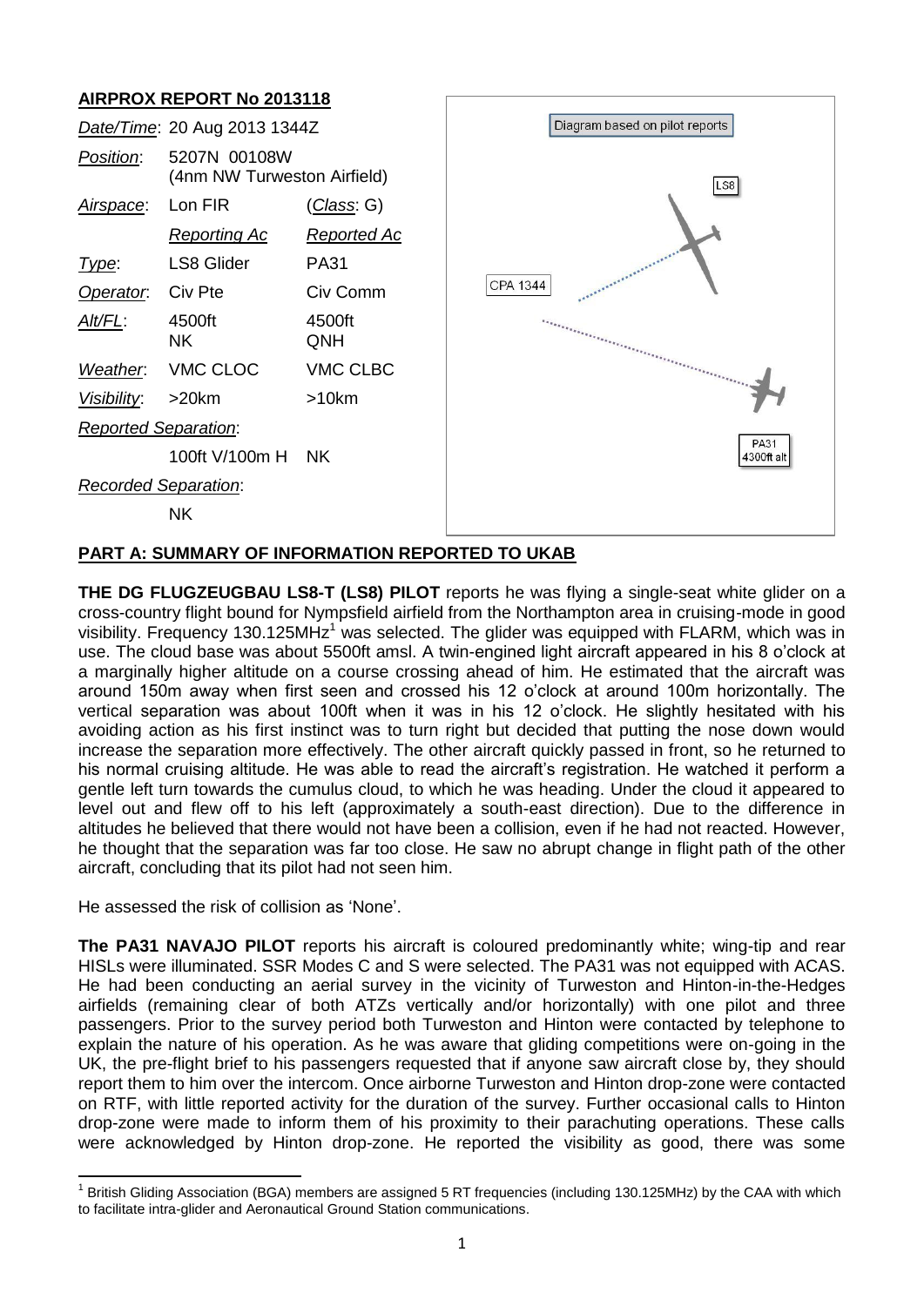## AIRPROX REPORT No 2013118

| | | |
|---|---|---|
| *Date/Time*: | 20 Aug 2013 1344Z | |
| *Position*: | 5207N 00108W (4nm NW Turweston Airfield) | |
| *Airspace*: | Lon FIR | (*Class*: G) |
| | *Reporting Ac* | *Reported Ac* |
| *Type*: | LS8 Glider | PA31 |
| *Operator*: | Civ Pte | Civ Comm |
| *Alt/FL*: | 4500ft NK | 4500ft QNH |
| *Weather*: | VMC CLOC | VMC CLBC |
| *Visibility*: | >20km | >10km |
| *Reported Separation*: | | |
| | 100ft V/100m H | NK |
| *Recorded Separation*: | | |
| | NK | |

Diagram based on pilot reports

LS8

CPA 1344

PA31 4300ft alt

## PART A: SUMMARY OF INFORMATION REPORTED TO UKAB

**THE DG FLUGZEUGBAU LS8-T (LS8) PILOT** reports he was flying a single-seat white glider on a cross-country flight bound for Nympsfield airfield from the Northampton area in cruising-mode in good visibility. Frequency 130.125MHz[1] was selected. The glider was equipped with FLARM, which was in use. The cloud base was about 5500ft amsl. A twin-engined light aircraft appeared in his 8 o'clock at a marginally higher altitude on a course crossing ahead of him. He estimated that the aircraft was around 150m away when first seen and crossed his 12 o'clock at around 100m horizontally. The vertical separation was about 100ft when it was in his 12 o'clock. He slightly hesitated with his avoiding action as his first instinct was to turn right but decided that putting the nose down would increase the separation more effectively. The other aircraft quickly passed in front, so he returned to his normal cruising altitude. He was able to read the aircraft's registration. He watched it perform a gentle left turn towards the cumulus cloud, to which he was heading. Under the cloud it appeared to level out and flew off to his left (approximately a south-east direction). Due to the difference in altitudes he believed that there would not have been a collision, even if he had not reacted. However, he thought that the separation was far too close. He saw no abrupt change in flight path of the other aircraft, concluding that its pilot had not seen him.

He assessed the risk of collision as 'None'.

**The PA31 NAVAJO PILOT** reports his aircraft is coloured predominantly white; wing-tip and rear HISLs were illuminated. SSR Modes C and S were selected. The PA31 was not equipped with ACAS. He had been conducting an aerial survey in the vicinity of Turweston and Hinton-in-the-Hedges airfields (remaining clear of both ATZs vertically and/or horizontally) with one pilot and three passengers. Prior to the survey period both Turweston and Hinton were contacted by telephone to explain the nature of his operation. As he was aware that gliding competitions were on-going in the UK, the pre-flight brief to his passengers requested that if anyone saw aircraft close by, they should report them to him over the intercom. Once airborne Turweston and Hinton drop-zone were contacted on RTF, with little reported activity for the duration of the survey. Further occasional calls to Hinton drop-zone were made to inform them of his proximity to their parachuting operations. These calls were acknowledged by Hinton drop-zone. He reported the visibility as good, there was some

[1] British Gliding Association (BGA) members are assigned 5 RT frequencies (including 130.125MHz) by the CAA with which to facilitate intra-glider and Aeronautical Ground Station communications.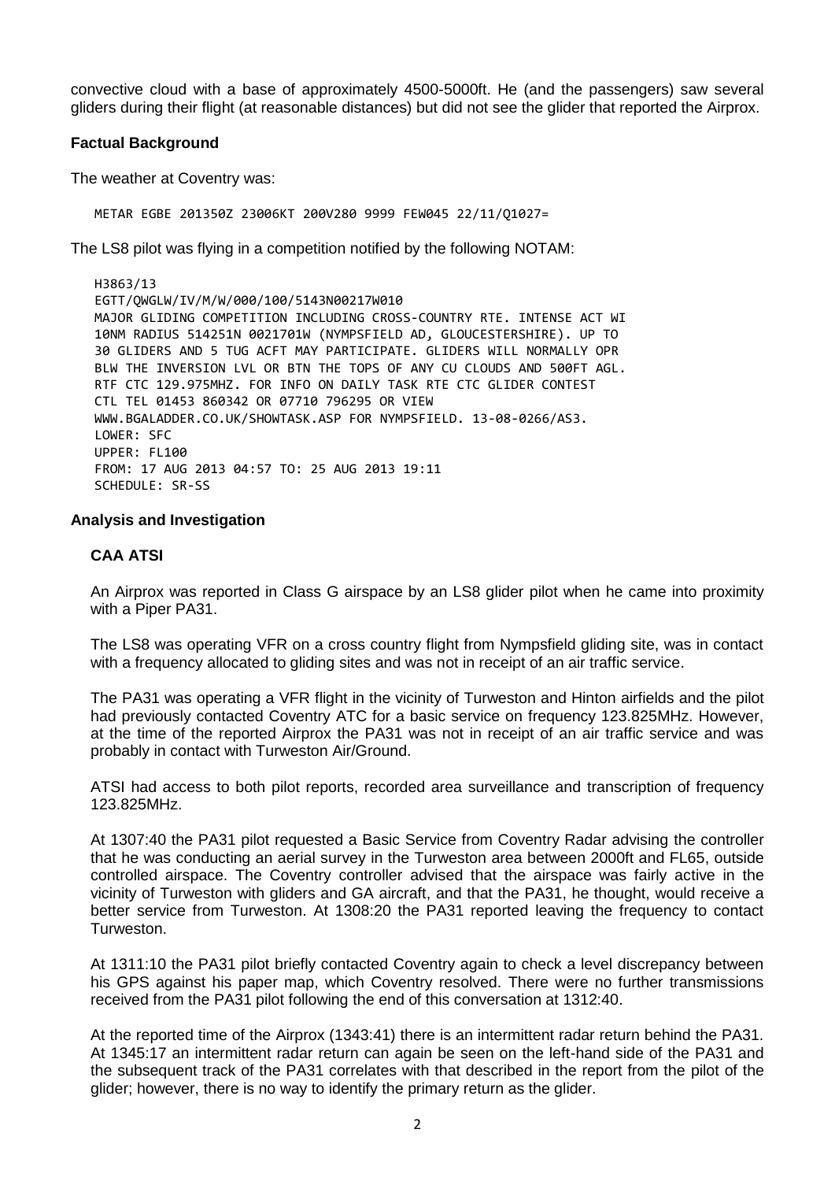convective cloud with a base of approximately 4500-5000ft. He (and the passengers) saw several gliders during their flight (at reasonable distances) but did not see the glider that reported the Airprox.

**Factual Background**

The weather at Coventry was:

```
METAR EGBE 201350Z 23006KT 200V280 9999 FEW045 22/11/Q1027=
```

The LS8 pilot was flying in a competition notified by the following NOTAM:

```
H3863/13
EGTT/QWGLW/IV/M/W/000/100/5143N00217W010
MAJOR GLIDING COMPETITION INCLUDING CROSS-COUNTRY RTE. INTENSE ACT WI
10NM RADIUS 514251N 0021701W (NYMPSFIELD AD, GLOUCESTERSHIRE). UP TO
30 GLIDERS AND 5 TUG ACFT MAY PARTICIPATE. GLIDERS WILL NORMALLY OPR
BLW THE INVERSION LVL OR BTN THE TOPS OF ANY CU CLOUDS AND 500FT AGL.
RTF CTC 129.975MHZ. FOR INFO ON DAILY TASK RTE CTC GLIDER CONTEST
CTL TEL 01453 860342 OR 07710 796295 OR VIEW
WWW.BGALADDER.CO.UK/SHOWTASK.ASP FOR NYMPSFIELD. 13-08-0266/AS3.
LOWER: SFC
UPPER: FL100
FROM: 17 AUG 2013 04:57 TO: 25 AUG 2013 19:11
SCHEDULE: SR-SS
```

**Analysis and Investigation**

**CAA ATSI**

An Airprox was reported in Class G airspace by an LS8 glider pilot when he came into proximity with a Piper PA31.

The LS8 was operating VFR on a cross country flight from Nympsfield gliding site, was in contact with a frequency allocated to gliding sites and was not in receipt of an air traffic service.

The PA31 was operating a VFR flight in the vicinity of Turweston and Hinton airfields and the pilot had previously contacted Coventry ATC for a basic service on frequency 123.825MHz. However, at the time of the reported Airprox the PA31 was not in receipt of an air traffic service and was probably in contact with Turweston Air/Ground.

ATSI had access to both pilot reports, recorded area surveillance and transcription of frequency 123.825MHz.

At 1307:40 the PA31 pilot requested a Basic Service from Coventry Radar advising the controller that he was conducting an aerial survey in the Turweston area between 2000ft and FL65, outside controlled airspace. The Coventry controller advised that the airspace was fairly active in the vicinity of Turweston with gliders and GA aircraft, and that the PA31, he thought, would receive a better service from Turweston. At 1308:20 the PA31 reported leaving the frequency to contact Turweston.

At 1311:10 the PA31 pilot briefly contacted Coventry again to check a level discrepancy between his GPS against his paper map, which Coventry resolved. There were no further transmissions received from the PA31 pilot following the end of this conversation at 1312:40.

At the reported time of the Airprox (1343:41) there is an intermittent radar return behind the PA31. At 1345:17 an intermittent radar return can again be seen on the left-hand side of the PA31 and the subsequent track of the PA31 correlates with that described in the report from the pilot of the glider; however, there is no way to identify the primary return as the glider.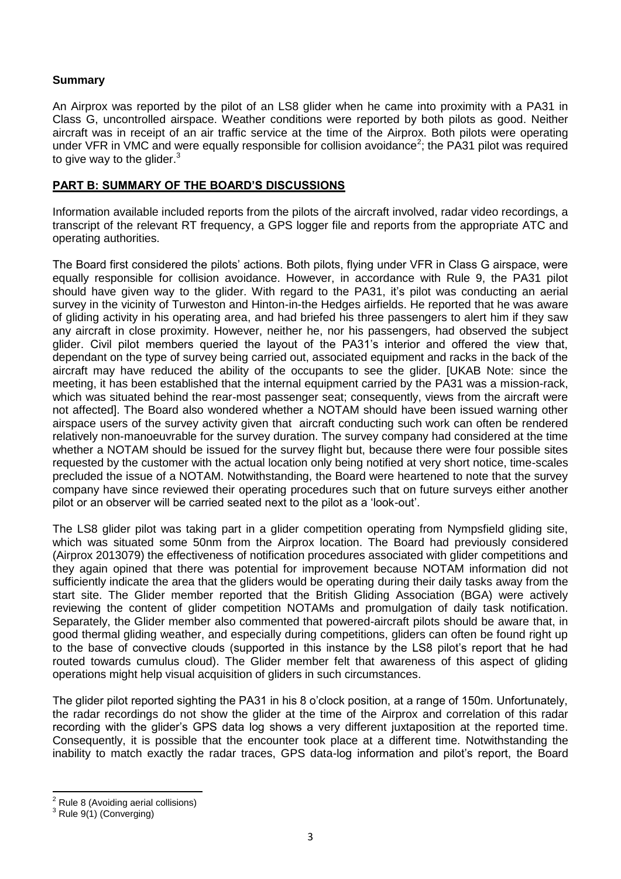## Summary

An Airprox was reported by the pilot of an LS8 glider when he came into proximity with a PA31 in Class G, uncontrolled airspace. Weather conditions were reported by both pilots as good. Neither aircraft was in receipt of an air traffic service at the time of the Airprox. Both pilots were operating under VFR in VMC and were equally responsible for collision avoidance[2]; the PA31 pilot was required to give way to the glider.[3]

## PART B: SUMMARY OF THE BOARD'S DISCUSSIONS

Information available included reports from the pilots of the aircraft involved, radar video recordings, a transcript of the relevant RT frequency, a GPS logger file and reports from the appropriate ATC and operating authorities.

The Board first considered the pilots' actions. Both pilots, flying under VFR in Class G airspace, were equally responsible for collision avoidance. However, in accordance with Rule 9, the PA31 pilot should have given way to the glider. With regard to the PA31, it's pilot was conducting an aerial survey in the vicinity of Turweston and Hinton-in-the Hedges airfields. He reported that he was aware of gliding activity in his operating area, and had briefed his three passengers to alert him if they saw any aircraft in close proximity. However, neither he, nor his passengers, had observed the subject glider. Civil pilot members queried the layout of the PA31's interior and offered the view that, dependant on the type of survey being carried out, associated equipment and racks in the back of the aircraft may have reduced the ability of the occupants to see the glider. [UKAB Note: since the meeting, it has been established that the internal equipment carried by the PA31 was a mission-rack, which was situated behind the rear-most passenger seat; consequently, views from the aircraft were not affected]. The Board also wondered whether a NOTAM should have been issued warning other airspace users of the survey activity given that aircraft conducting such work can often be rendered relatively non-manoeuvrable for the survey duration. The survey company had considered at the time whether a NOTAM should be issued for the survey flight but, because there were four possible sites requested by the customer with the actual location only being notified at very short notice, time-scales precluded the issue of a NOTAM. Notwithstanding, the Board were heartened to note that the survey company have since reviewed their operating procedures such that on future surveys either another pilot or an observer will be carried seated next to the pilot as a 'look-out'.

The LS8 glider pilot was taking part in a glider competition operating from Nympsfield gliding site, which was situated some 50nm from the Airprox location. The Board had previously considered (Airprox 2013079) the effectiveness of notification procedures associated with glider competitions and they again opined that there was potential for improvement because NOTAM information did not sufficiently indicate the area that the gliders would be operating during their daily tasks away from the start site. The Glider member reported that the British Gliding Association (BGA) were actively reviewing the content of glider competition NOTAMs and promulgation of daily task notification. Separately, the Glider member also commented that powered-aircraft pilots should be aware that, in good thermal gliding weather, and especially during competitions, gliders can often be found right up to the base of convective clouds (supported in this instance by the LS8 pilot's report that he had routed towards cumulus cloud). The Glider member felt that awareness of this aspect of gliding operations might help visual acquisition of gliders in such circumstances.

The glider pilot reported sighting the PA31 in his 8 o'clock position, at a range of 150m. Unfortunately, the radar recordings do not show the glider at the time of the Airprox and correlation of this radar recording with the glider's GPS data log shows a very different juxtaposition at the reported time. Consequently, it is possible that the encounter took place at a different time. Notwithstanding the inability to match exactly the radar traces, GPS data-log information and pilot's report, the Board

---

[2] Rule 8 (Avoiding aerial collisions)

[3] Rule 9(1) (Converging)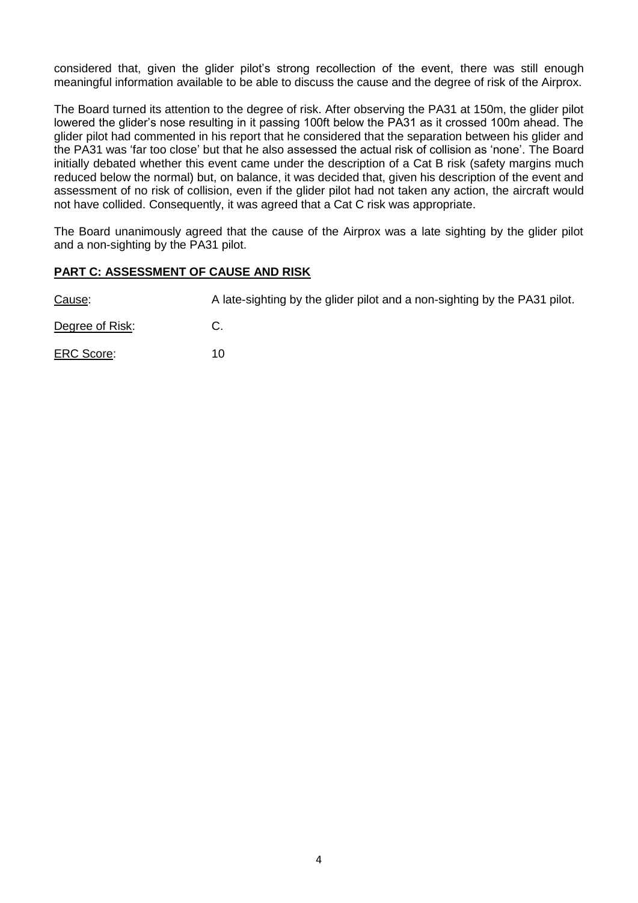considered that, given the glider pilot's strong recollection of the event, there was still enough meaningful information available to be able to discuss the cause and the degree of risk of the Airprox.

The Board turned its attention to the degree of risk. After observing the PA31 at 150m, the glider pilot lowered the glider's nose resulting in it passing 100ft below the PA31 as it crossed 100m ahead. The glider pilot had commented in his report that he considered that the separation between his glider and the PA31 was 'far too close' but that he also assessed the actual risk of collision as 'none'. The Board initially debated whether this event came under the description of a Cat B risk (safety margins much reduced below the normal) but, on balance, it was decided that, given his description of the event and assessment of no risk of collision, even if the glider pilot had not taken any action, the aircraft would not have collided. Consequently, it was agreed that a Cat C risk was appropriate.

The Board unanimously agreed that the cause of the Airprox was a late sighting by the glider pilot and a non-sighting by the PA31 pilot.

## PART C: ASSESSMENT OF CAUSE AND RISK

Cause: A late-sighting by the glider pilot and a non-sighting by the PA31 pilot.

Degree of Risk: C.

ERC Score: 10